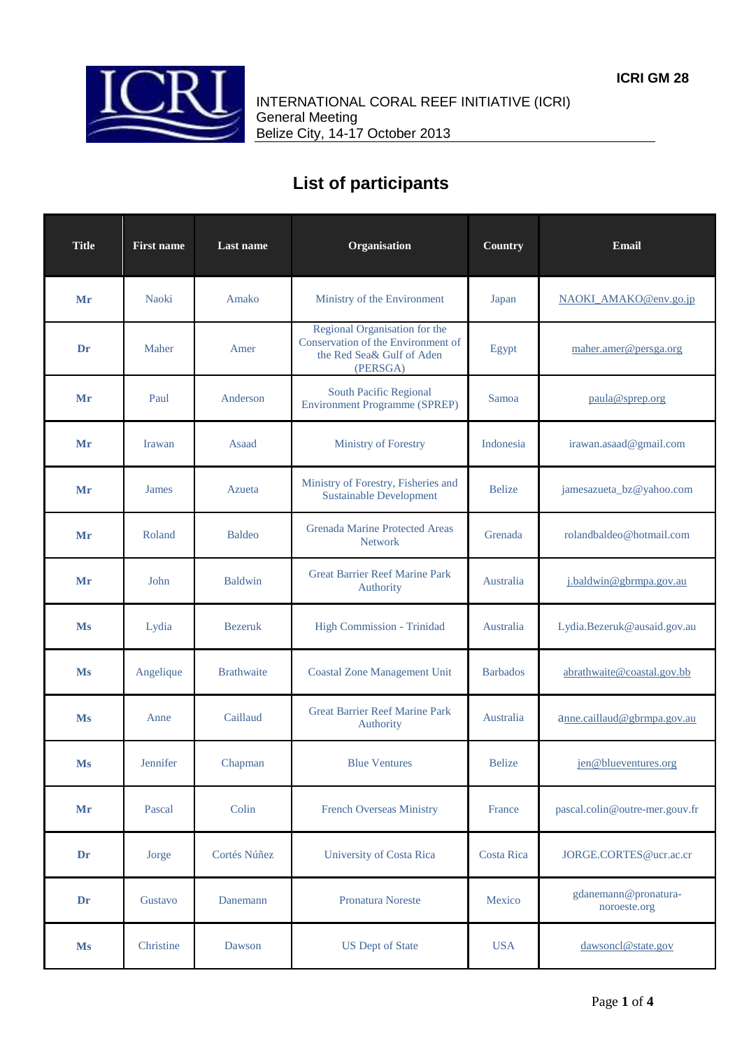ICRI GM 28

INTERNATIONAL CORAL REEF INITIATIVE (ICRI)
General Meeting
Belize City, 14-17 October 2013

# List of participants

| Title | First name | Last name | Organisation | Country | Email |
|---|---|---|---|---|---|
| Mr | Naoki | Amako | Ministry of the Environment | Japan | NAOKI_AMAKO@env.go.jp |
| Dr | Maher | Amer | Regional Organisation for the Conservation of the Environment of the Red Sea& Gulf of Aden (PERSGA) | Egypt | maher.amer@persga.org |
| Mr | Paul | Anderson | South Pacific Regional Environment Programme (SPREP) | Samoa | paula@sprep.org |
| Mr | Irawan | Asaad | Ministry of Forestry | Indonesia | irawan.asaad@gmail.com |
| Mr | James | Azueta | Ministry of Forestry, Fisheries and Sustainable Development | Belize | jamesazueta_bz@yahoo.com |
| Mr | Roland | Baldeo | Grenada Marine Protected Areas Network | Grenada | rolandbaldeo@hotmail.com |
| Mr | John | Baldwin | Great Barrier Reef Marine Park Authority | Australia | j.baldwin@gbrmpa.gov.au |
| Ms | Lydia | Bezeruk | High Commission - Trinidad | Australia | Lydia.Bezeruk@ausaid.gov.au |
| Ms | Angelique | Brathwaite | Coastal Zone Management Unit | Barbados | abrathwaite@coastal.gov.bb |
| Ms | Anne | Caillaud | Great Barrier Reef Marine Park Authority | Australia | anne.caillaud@gbrmpa.gov.au |
| Ms | Jennifer | Chapman | Blue Ventures | Belize | jen@blueventures.org |
| Mr | Pascal | Colin | French Overseas Ministry | France | pascal.colin@outre-mer.gouv.fr |
| Dr | Jorge | Cortés Núñez | University of Costa Rica | Costa Rica | JORGE.CORTES@ucr.ac.cr |
| Dr | Gustavo | Danemann | Pronatura Noreste | Mexico | gdanemann@pronatura-noroeste.org |
| Ms | Christine | Dawson | US Dept of State | USA | dawsoncl@state.gov |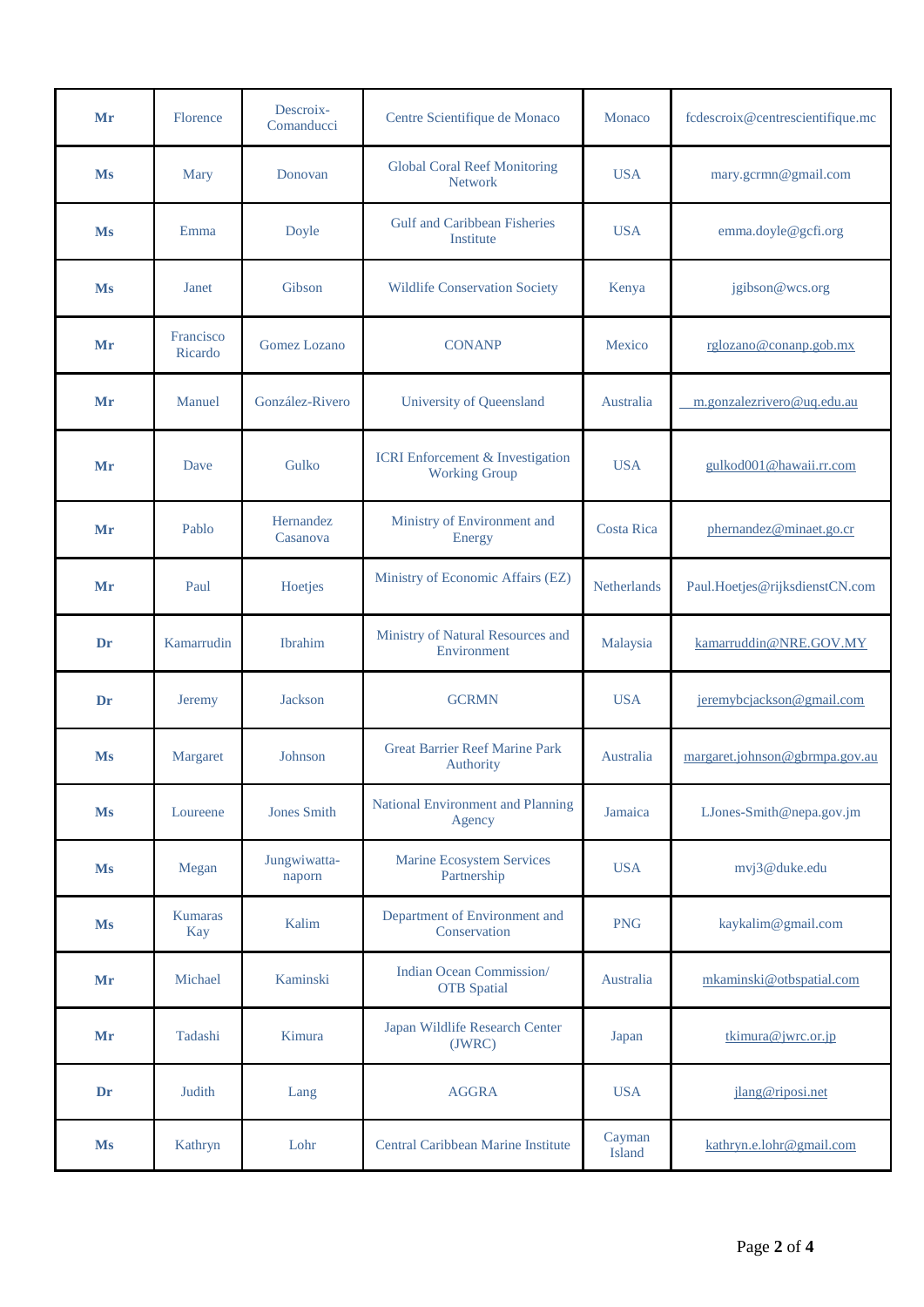| Mr | Florence | Descroix-Comanducci | Centre Scientifique de Monaco | Monaco | fcdescroix@centrescientifique.mc |
|---|---|---|---|---|---|
| Ms | Mary | Donovan | Global Coral Reef Monitoring Network | USA | mary.gcrmn@gmail.com |
| Ms | Emma | Doyle | Gulf and Caribbean Fisheries Institute | USA | emma.doyle@gcfi.org |
| Ms | Janet | Gibson | Wildlife Conservation Society | Kenya | jgibson@wcs.org |
| Mr | Francisco Ricardo | Gomez Lozano | CONANP | Mexico | rglozano@conanp.gob.mx |
| Mr | Manuel | González-Rivero | University of Queensland | Australia | m.gonzalezrivero@uq.edu.au |
| Mr | Dave | Gulko | ICRI Enforcement & Investigation Working Group | USA | gulkod001@hawaii.rr.com |
| Mr | Pablo | Hernandez Casanova | Ministry of Environment and Energy | Costa Rica | phernandez@minaet.go.cr |
| Mr | Paul | Hoetjes | Ministry of Economic Affairs (EZ) | Netherlands | Paul.Hoetjes@rijksdienstCN.com |
| Dr | Kamarrudin | Ibrahim | Ministry of Natural Resources and Environment | Malaysia | kamarruddin@NRE.GOV.MY |
| Dr | Jeremy | Jackson | GCRMN | USA | jeremybcjackson@gmail.com |
| Ms | Margaret | Johnson | Great Barrier Reef Marine Park Authority | Australia | margaret.johnson@gbrmpa.gov.au |
| Ms | Loureene | Jones Smith | National Environment and Planning Agency | Jamaica | LJones-Smith@nepa.gov.jm |
| Ms | Megan | Jungwiwatta-naporn | Marine Ecosystem Services Partnership | USA | mvj3@duke.edu |
| Ms | Kumaras Kay | Kalim | Department of Environment and Conservation | PNG | kaykalim@gmail.com |
| Mr | Michael | Kaminski | Indian Ocean Commission/ OTB Spatial | Australia | mkaminski@otbspatial.com |
| Mr | Tadashi | Kimura | Japan Wildlife Research Center (JWRC) | Japan | tkimura@jwrc.or.jp |
| Dr | Judith | Lang | AGGRA | USA | jlang@riposi.net |
| Ms | Kathryn | Lohr | Central Caribbean Marine Institute | Cayman Island | kathryn.e.lohr@gmail.com |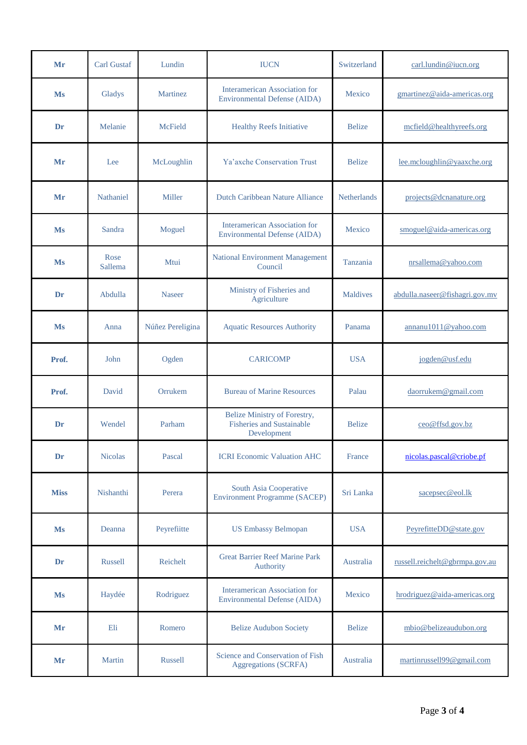| **Mr** | Carl Gustaf | Lundin | IUCN | Switzerland | carl.lundin@iucn.org |
|---|---|---|---|---|---|
| **Ms** | Gladys | Martinez | Interamerican Association for Environmental Defense (AIDA) | Mexico | gmartinez@aida-americas.org |
| **Dr** | Melanie | McField | Healthy Reefs Initiative | Belize | mcfield@healthyreefs.org |
| **Mr** | Lee | McLoughlin | Ya'axche Conservation Trust | Belize | lee.mcloughlin@yaaxche.org |
| **Mr** | Nathaniel | Miller | Dutch Caribbean Nature Alliance | Netherlands | projects@dcnanature.org |
| **Ms** | Sandra | Moguel | Interamerican Association for Environmental Defense (AIDA) | Mexico | smoguel@aida-americas.org |
| **Ms** | Rose Sallema | Mtui | National Environment Management Council | Tanzania | nrsallema@yahoo.com |
| **Dr** | Abdulla | Naseer | Ministry of Fisheries and Agriculture | Maldives | abdulla.naseer@fishagri.gov.mv |
| **Ms** | Anna | Núñez Pereligina | Aquatic Resources Authority | Panama | annanu1011@yahoo.com |
| **Prof.** | John | Ogden | CARICOMP | USA | jogden@usf.edu |
| **Prof.** | David | Orrukem | Bureau of Marine Resources | Palau | daorrukem@gmail.com |
| **Dr** | Wendel | Parham | Belize Ministry of Forestry, Fisheries and Sustainable Development | Belize | ceo@ffsd.gov.bz |
| **Dr** | Nicolas | Pascal | ICRI Economic Valuation AHC | France | nicolas.pascal@criobe.pf |
| **Miss** | Nishanthi | Perera | South Asia Cooperative Environment Programme (SACEP) | Sri Lanka | sacepsec@eol.lk |
| **Ms** | Deanna | Peyrefiitte | US Embassy Belmopan | USA | PeyrefitteDD@state.gov |
| **Dr** | Russell | Reichelt | Great Barrier Reef Marine Park Authority | Australia | russell.reichelt@gbrmpa.gov.au |
| **Ms** | Haydée | Rodriguez | Interamerican Association for Environmental Defense (AIDA) | Mexico | hrodriguez@aida-americas.org |
| **Mr** | Eli | Romero | Belize Audubon Society | Belize | mbio@belizeaudubon.org |
| **Mr** | Martin | Russell | Science and Conservation of Fish Aggregations (SCRFA) | Australia | martinrussell99@gmail.com |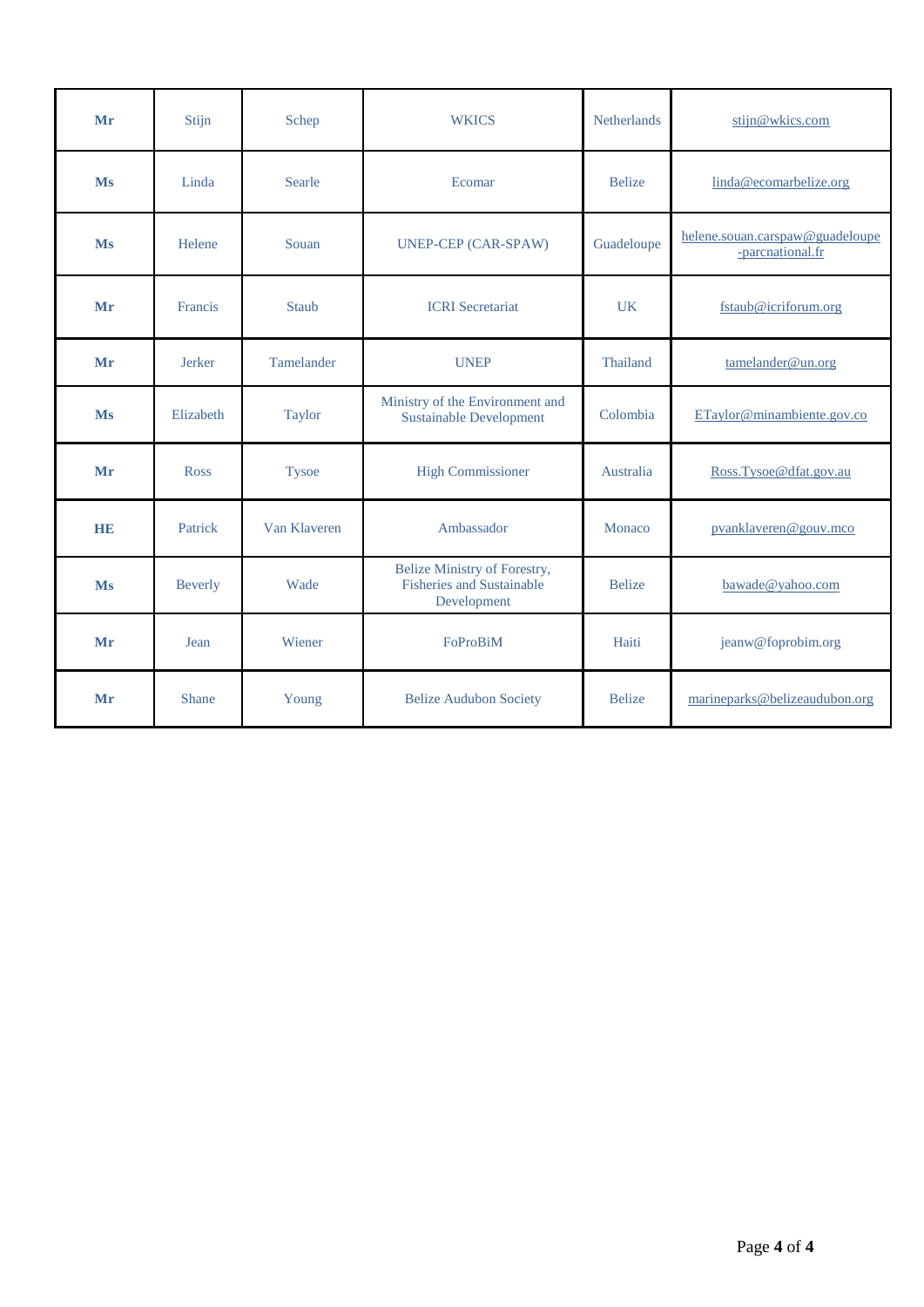| | | | | | |
|---|---|---|---|---|---|
| **Mr** | Stijn | Schep | WKICS | Netherlands | stijn@wkics.com |
| **Ms** | Linda | Searle | Ecomar | Belize | linda@ecomarbelize.org |
| **Ms** | Helene | Souan | UNEP-CEP (CAR-SPAW) | Guadeloupe | helene.souan.carspaw@guadeloupe-parcnational.fr |
| **Mr** | Francis | Staub | ICRI Secretariat | UK | fstaub@icriforum.org |
| **Mr** | Jerker | Tamelander | UNEP | Thailand | tamelander@un.org |
| **Ms** | Elizabeth | Taylor | Ministry of the Environment and Sustainable Development | Colombia | ETaylor@minambiente.gov.co |
| **Mr** | Ross | Tysoe | High Commissioner | Australia | Ross.Tysoe@dfat.gov.au |
| **HE** | Patrick | Van Klaveren | Ambassador | Monaco | pvanklaveren@gouv.mco |
| **Ms** | Beverly | Wade | Belize Ministry of Forestry, Fisheries and Sustainable Development | Belize | bawade@yahoo.com |
| **Mr** | Jean | Wiener | FoProBiM | Haiti | jeanw@foprobim.org |
| **Mr** | Shane | Young | Belize Audubon Society | Belize | marineparks@belizeaudubon.org |